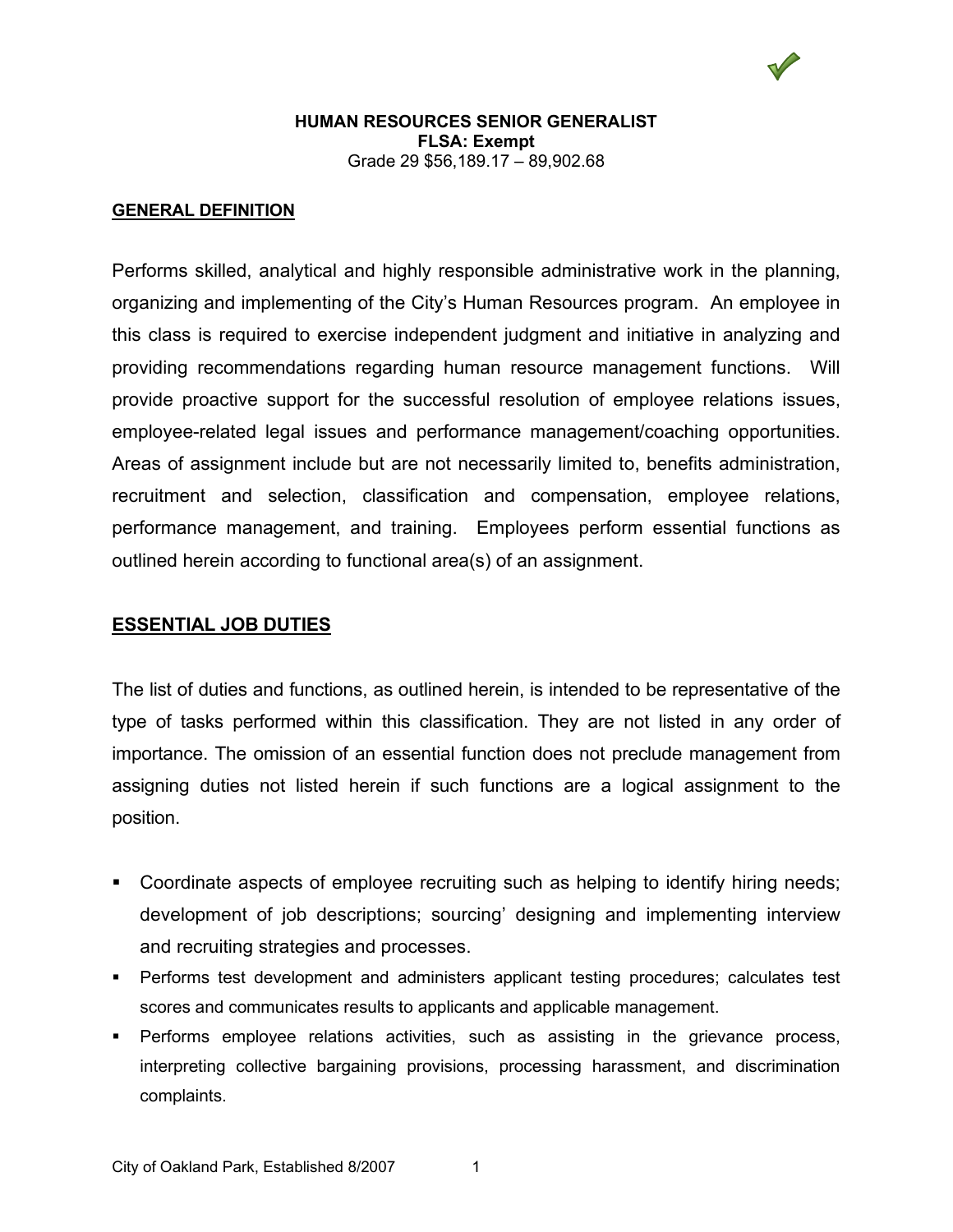**HUMAN RESOURCES SENIOR GENERALIST**
**FLSA: Exempt**
Grade 29 $56,189.17 – 89,902.68

## GENERAL DEFINITION

Performs skilled, analytical and highly responsible administrative work in the planning, organizing and implementing of the City's Human Resources program. An employee in this class is required to exercise independent judgment and initiative in analyzing and providing recommendations regarding human resource management functions. Will provide proactive support for the successful resolution of employee relations issues, employee-related legal issues and performance management/coaching opportunities. Areas of assignment include but are not necessarily limited to, benefits administration, recruitment and selection, classification and compensation, employee relations, performance management, and training. Employees perform essential functions as outlined herein according to functional area(s) of an assignment.

## ESSENTIAL JOB DUTIES

The list of duties and functions, as outlined herein, is intended to be representative of the type of tasks performed within this classification. They are not listed in any order of importance. The omission of an essential function does not preclude management from assigning duties not listed herein if such functions are a logical assignment to the position.

- Coordinate aspects of employee recruiting such as helping to identify hiring needs; development of job descriptions; sourcing' designing and implementing interview and recruiting strategies and processes.
- Performs test development and administers applicant testing procedures; calculates test scores and communicates results to applicants and applicable management.
- Performs employee relations activities, such as assisting in the grievance process, interpreting collective bargaining provisions, processing harassment, and discrimination complaints.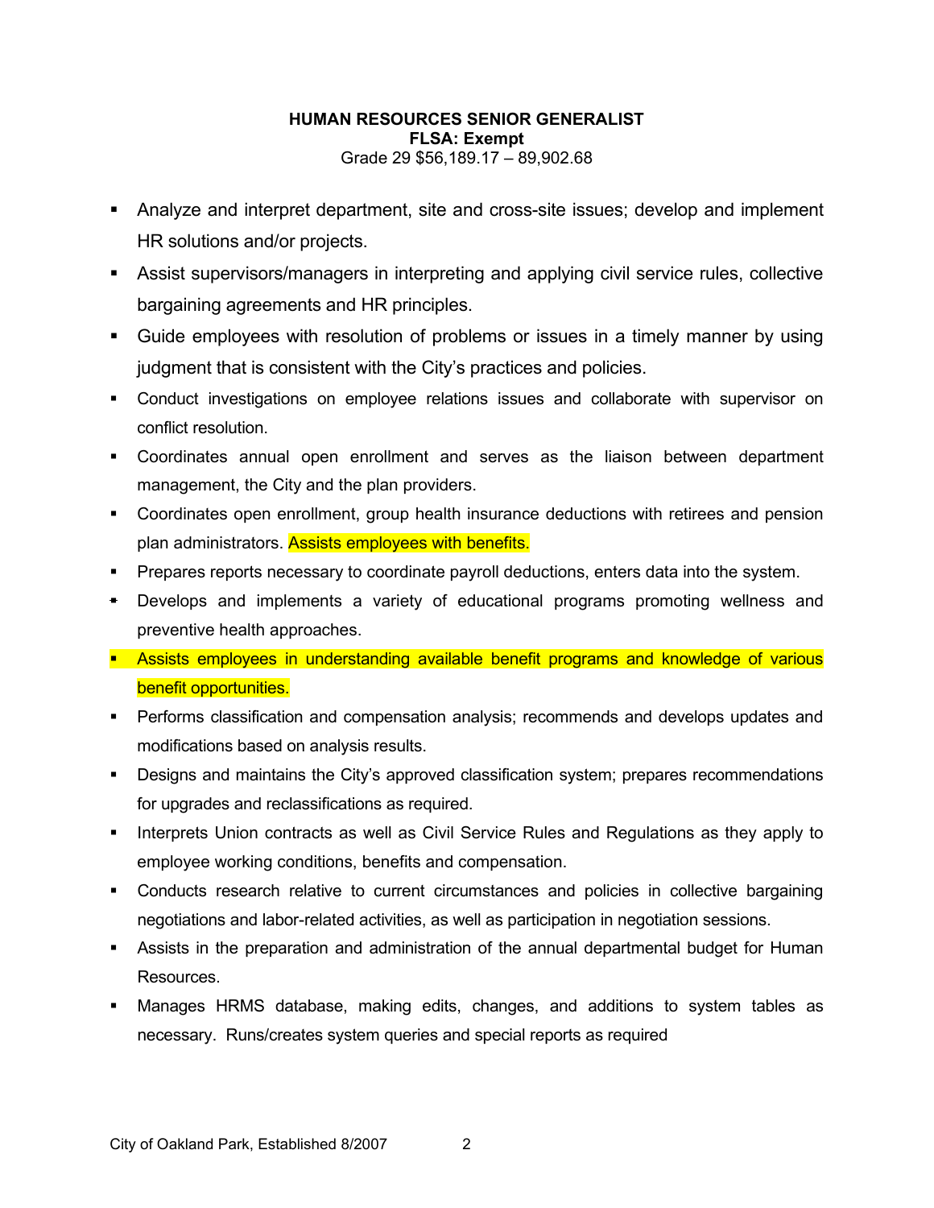**HUMAN RESOURCES SENIOR GENERALIST**
**FLSA: Exempt**
Grade 29 $56,189.17 – 89,902.68

- Analyze and interpret department, site and cross-site issues; develop and implement HR solutions and/or projects.
- Assist supervisors/managers in interpreting and applying civil service rules, collective bargaining agreements and HR principles.
- Guide employees with resolution of problems or issues in a timely manner by using judgment that is consistent with the City's practices and policies.
- Conduct investigations on employee relations issues and collaborate with supervisor on conflict resolution.
- Coordinates annual open enrollment and serves as the liaison between department management, the City and the plan providers.
- Coordinates open enrollment, group health insurance deductions with retirees and pension plan administrators. Assists employees with benefits.
- Prepares reports necessary to coordinate payroll deductions, enters data into the system.
- Develops and implements a variety of educational programs promoting wellness and preventive health approaches.
- Assists employees in understanding available benefit programs and knowledge of various benefit opportunities.
- Performs classification and compensation analysis; recommends and develops updates and modifications based on analysis results.
- Designs and maintains the City's approved classification system; prepares recommendations for upgrades and reclassifications as required.
- Interprets Union contracts as well as Civil Service Rules and Regulations as they apply to employee working conditions, benefits and compensation.
- Conducts research relative to current circumstances and policies in collective bargaining negotiations and labor-related activities, as well as participation in negotiation sessions.
- Assists in the preparation and administration of the annual departmental budget for Human Resources.
- Manages HRMS database, making edits, changes, and additions to system tables as necessary. Runs/creates system queries and special reports as required

City of Oakland Park, Established 8/2007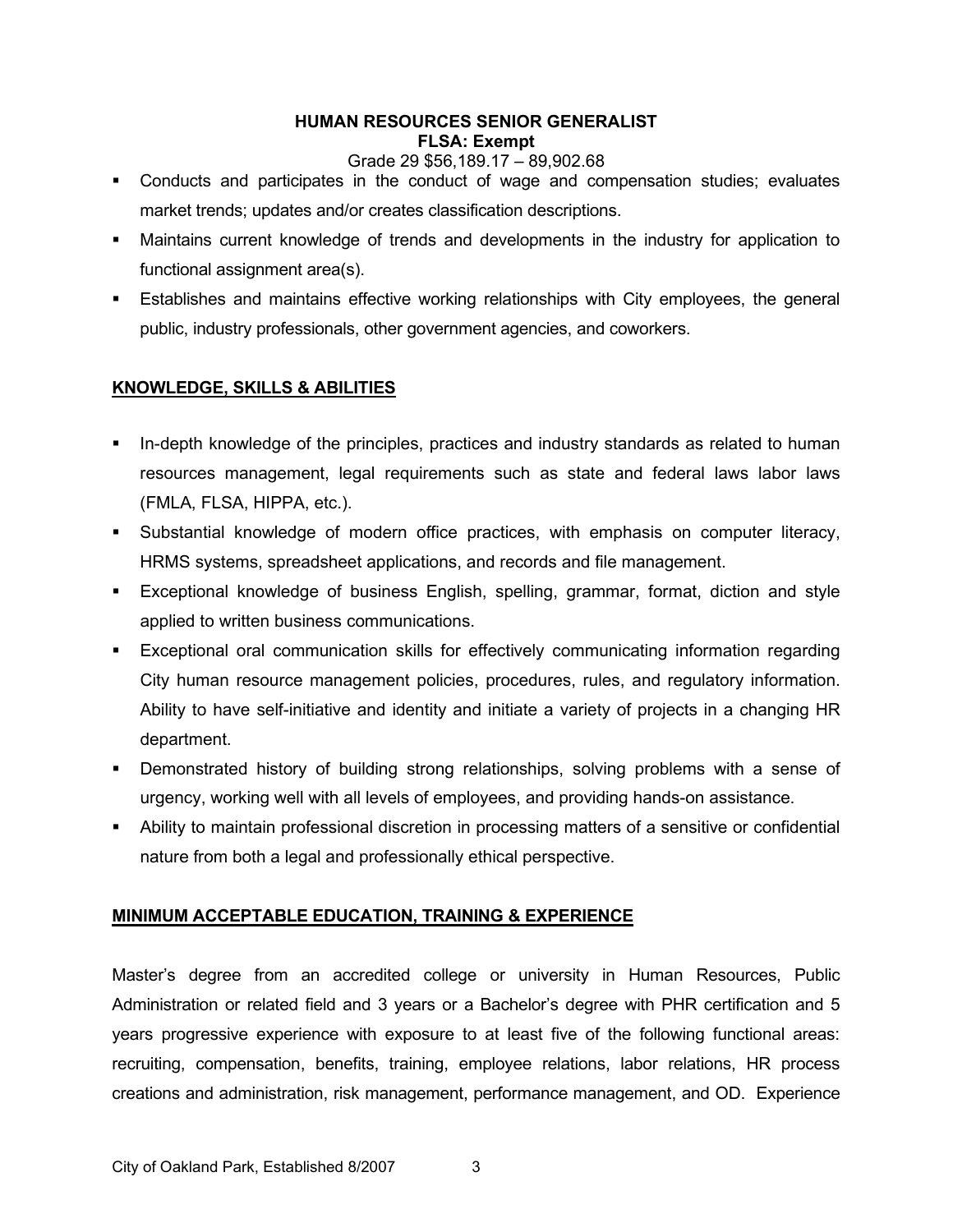**HUMAN RESOURCES SENIOR GENERALIST**
**FLSA: Exempt**
Grade 29 $56,189.17 – 89,902.68

- Conducts and participates in the conduct of wage and compensation studies; evaluates market trends; updates and/or creates classification descriptions.
- Maintains current knowledge of trends and developments in the industry for application to functional assignment area(s).
- Establishes and maintains effective working relationships with City employees, the general public, industry professionals, other government agencies, and coworkers.

## KNOWLEDGE, SKILLS & ABILITIES

- In-depth knowledge of the principles, practices and industry standards as related to human resources management, legal requirements such as state and federal laws labor laws (FMLA, FLSA, HIPPA, etc.).
- Substantial knowledge of modern office practices, with emphasis on computer literacy, HRMS systems, spreadsheet applications, and records and file management.
- Exceptional knowledge of business English, spelling, grammar, format, diction and style applied to written business communications.
- Exceptional oral communication skills for effectively communicating information regarding City human resource management policies, procedures, rules, and regulatory information. Ability to have self-initiative and identity and initiate a variety of projects in a changing HR department.
- Demonstrated history of building strong relationships, solving problems with a sense of urgency, working well with all levels of employees, and providing hands-on assistance.
- Ability to maintain professional discretion in processing matters of a sensitive or confidential nature from both a legal and professionally ethical perspective.

## MINIMUM ACCEPTABLE EDUCATION, TRAINING & EXPERIENCE

Master's degree from an accredited college or university in Human Resources, Public Administration or related field and 3 years or a Bachelor's degree with PHR certification and 5 years progressive experience with exposure to at least five of the following functional areas: recruiting, compensation, benefits, training, employee relations, labor relations, HR process creations and administration, risk management, performance management, and OD. Experience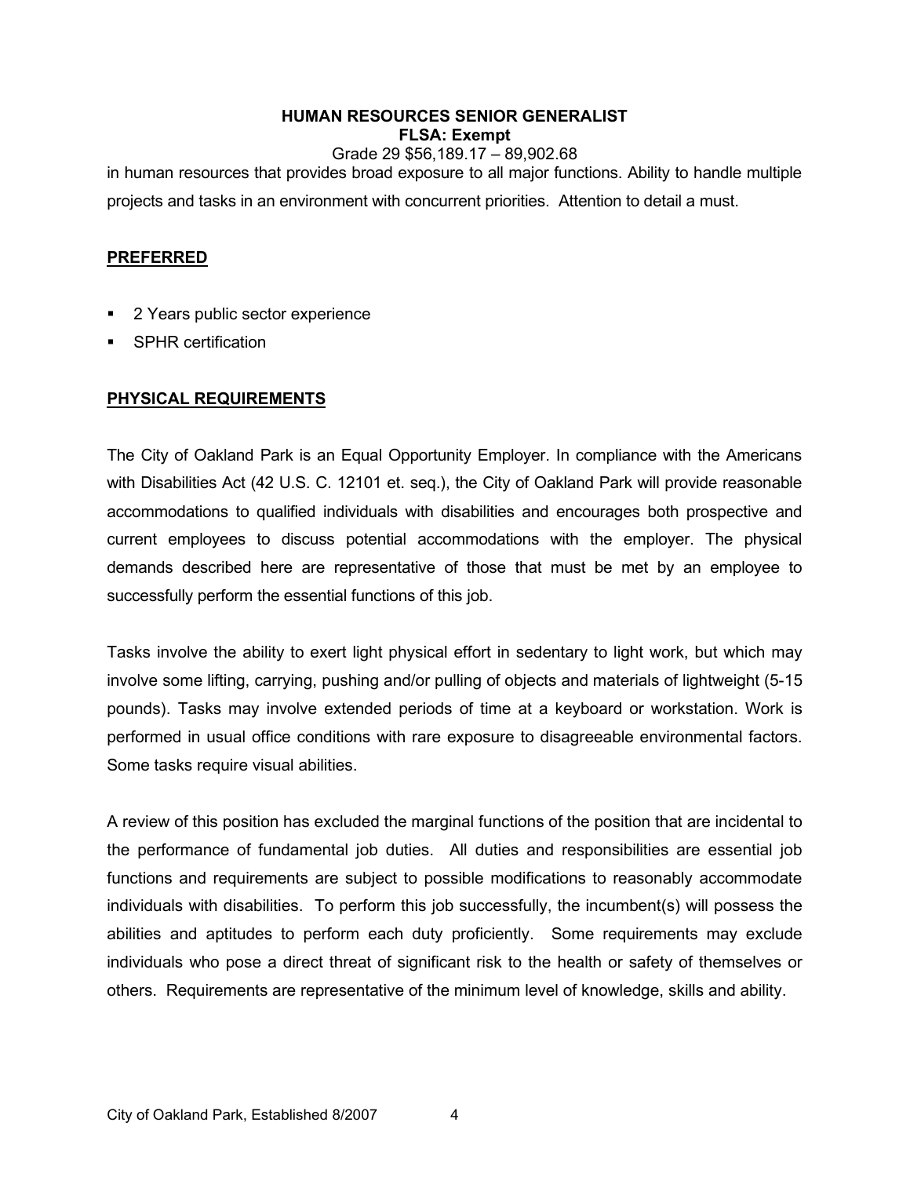in human resources that provides broad exposure to all major functions. Ability to handle multiple projects and tasks in an environment with concurrent priorities. Attention to detail a must.

## PREFERRED

- 2 Years public sector experience
- SPHR certification

## PHYSICAL REQUIREMENTS

The City of Oakland Park is an Equal Opportunity Employer. In compliance with the Americans with Disabilities Act (42 U.S. C. 12101 et. seq.), the City of Oakland Park will provide reasonable accommodations to qualified individuals with disabilities and encourages both prospective and current employees to discuss potential accommodations with the employer. The physical demands described here are representative of those that must be met by an employee to successfully perform the essential functions of this job.

Tasks involve the ability to exert light physical effort in sedentary to light work, but which may involve some lifting, carrying, pushing and/or pulling of objects and materials of lightweight (5-15 pounds). Tasks may involve extended periods of time at a keyboard or workstation. Work is performed in usual office conditions with rare exposure to disagreeable environmental factors. Some tasks require visual abilities.

A review of this position has excluded the marginal functions of the position that are incidental to the performance of fundamental job duties. All duties and responsibilities are essential job functions and requirements are subject to possible modifications to reasonably accommodate individuals with disabilities. To perform this job successfully, the incumbent(s) will possess the abilities and aptitudes to perform each duty proficiently. Some requirements may exclude individuals who pose a direct threat of significant risk to the health or safety of themselves or others. Requirements are representative of the minimum level of knowledge, skills and ability.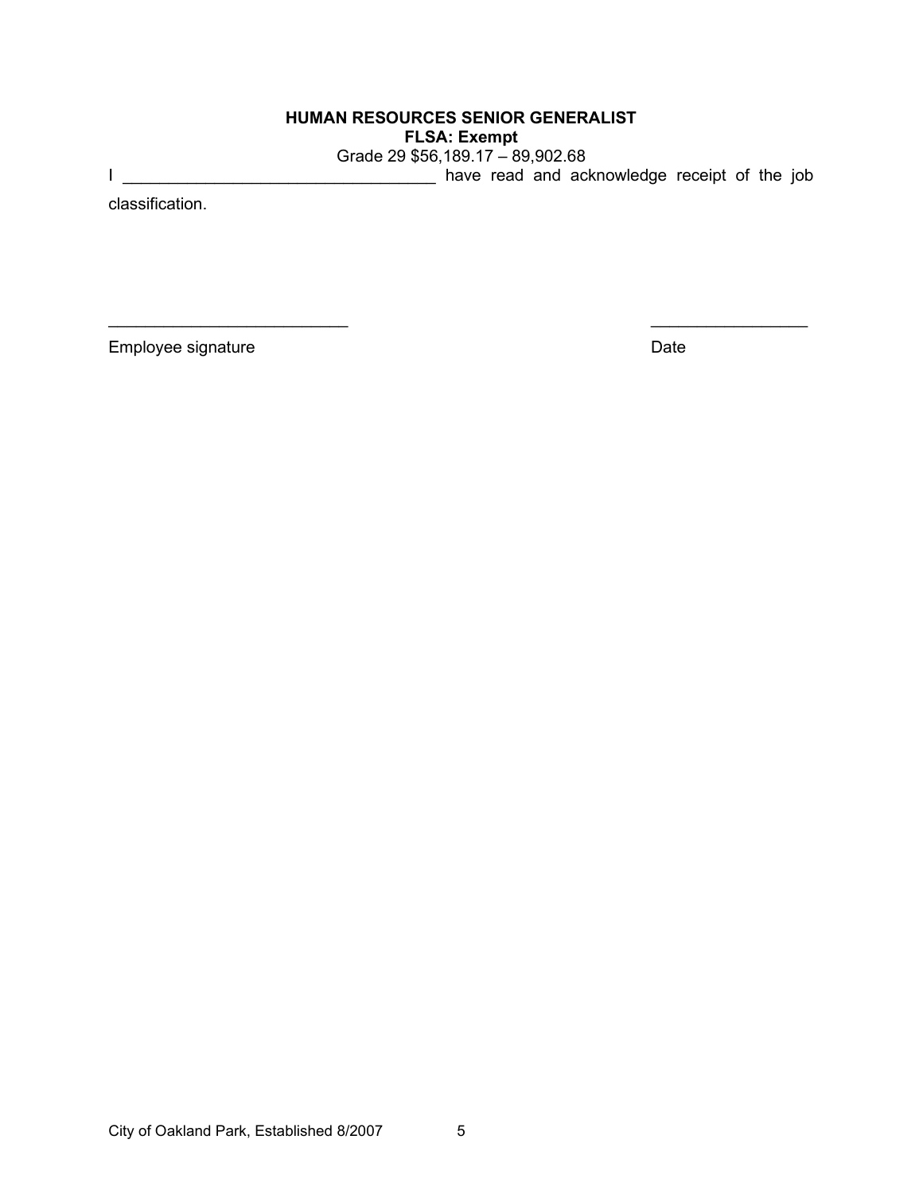**HUMAN RESOURCES SENIOR GENERALIST**
**FLSA: Exempt**
Grade 29 $56,189.17 – 89,902.68

I __________________________________ have read and acknowledge receipt of the job classification.

___________________________ &nbsp;&nbsp;&nbsp;&nbsp;&nbsp;&nbsp;&nbsp;&nbsp;&nbsp;&nbsp;&nbsp;&nbsp;&nbsp;&nbsp;&nbsp;&nbsp;&nbsp;&nbsp;&nbsp;&nbsp; _________________

Employee signature &nbsp;&nbsp;&nbsp;&nbsp;&nbsp;&nbsp;&nbsp;&nbsp;&nbsp;&nbsp;&nbsp;&nbsp;&nbsp;&nbsp;&nbsp;&nbsp;&nbsp;&nbsp;&nbsp;&nbsp;&nbsp;&nbsp;&nbsp;&nbsp;&nbsp;&nbsp;&nbsp;&nbsp;&nbsp;&nbsp;&nbsp;&nbsp;&nbsp;&nbsp;&nbsp;&nbsp;&nbsp;&nbsp;&nbsp;&nbsp; Date

City of Oakland Park, Established 8/2007